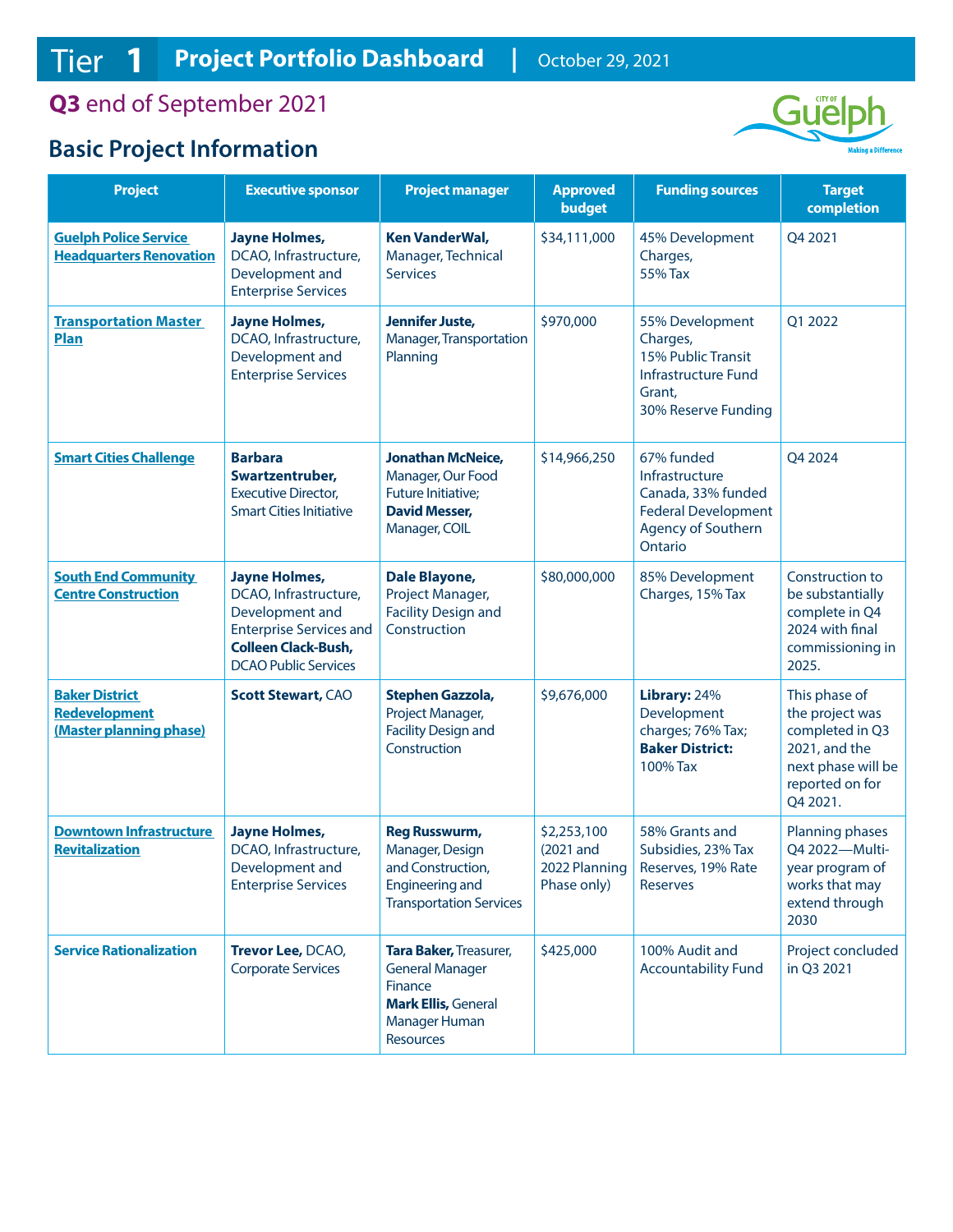# Tier 1 Project Portfolio Dashboard | October 29, 2021

## Q3 end of September 2021

## Basic Project Information

| Project | Executive sponsor | Project manager | Approved budget | Funding sources | Target completion |
|---|---|---|---|---|---|
| Guelph Police Service Headquarters Renovation | **Jayne Holmes,** DCAO, Infrastructure, Development and Enterprise Services | **Ken VanderWal,** Manager, Technical Services | $34,111,000 | 45% Development Charges, 55% Tax | Q4 2021 |
| Transportation Master Plan | **Jayne Holmes,** DCAO, Infrastructure, Development and Enterprise Services | **Jennifer Juste,** Manager, Transportation Planning | $970,000 | 55% Development Charges, 15% Public Transit Infrastructure Fund Grant, 30% Reserve Funding | Q1 2022 |
| Smart Cities Challenge | **Barbara Swartzentruber,** Executive Director, Smart Cities Initiative | **Jonathan McNeice,** Manager, Our Food Future Initiative; **David Messer,** Manager, COIL | $14,966,250 | 67% funded Infrastructure Canada, 33% funded Federal Development Agency of Southern Ontario | Q4 2024 |
| South End Community Centre Construction | **Jayne Holmes,** DCAO, Infrastructure, Development and Enterprise Services and **Colleen Clack-Bush,** DCAO Public Services | **Dale Blayone,** Project Manager, Facility Design and Construction | $80,000,000 | 85% Development Charges, 15% Tax | Construction to be substantially complete in Q4 2024 with final commissioning in 2025. |
| Baker District Redevelopment (Master planning phase) | **Scott Stewart,** CAO | **Stephen Gazzola,** Project Manager, Facility Design and Construction | $9,676,000 | **Library:** 24% Development charges; 76% Tax; **Baker District:** 100% Tax | This phase of the project was completed in Q3 2021, and the next phase will be reported on for Q4 2021. |
| Downtown Infrastructure Revitalization | **Jayne Holmes,** DCAO, Infrastructure, Development and Enterprise Services | **Reg Russwurm,** Manager, Design and Construction, Engineering and Transportation Services | $2,253,100 (2021 and 2022 Planning Phase only) | 58% Grants and Subsidies, 23% Tax Reserves, 19% Rate Reserves | Planning phases Q4 2022—Multi-year program of works that may extend through 2030 |
| Service Rationalization | **Trevor Lee,** DCAO, Corporate Services | **Tara Baker,** Treasurer, General Manager Finance **Mark Ellis,** General Manager Human Resources | $425,000 | 100% Audit and Accountability Fund | Project concluded in Q3 2021 |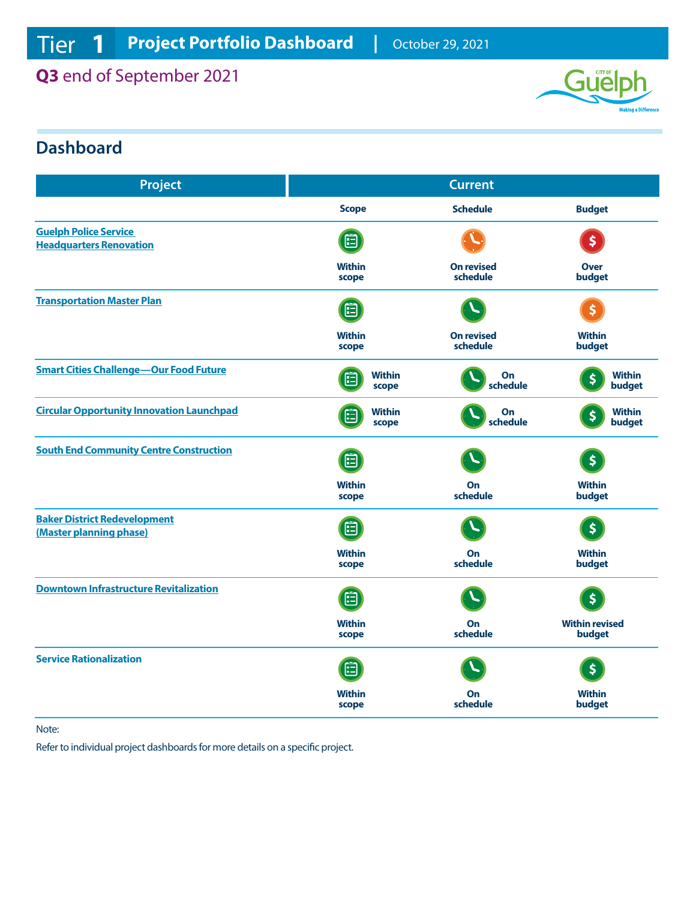# Tier 1 Project Portfolio Dashboard | October 29, 2021

**Q3** end of September 2021

## Dashboard

| Project | Current | | |
|---|---|---|---|
| | Scope | Schedule | Budget |
| Guelph Police Service Headquarters Renovation | Within scope | On revised schedule | Over budget |
| Transportation Master Plan | Within scope | On revised schedule | Within budget |
| Smart Cities Challenge—Our Food Future | Within scope | On schedule | Within budget |
| Circular Opportunity Innovation Launchpad | Within scope | On schedule | Within budget |
| South End Community Centre Construction | Within scope | On schedule | Within budget |
| Baker District Redevelopment (Master planning phase) | Within scope | On schedule | Within budget |
| Downtown Infrastructure Revitalization | Within scope | On schedule | Within revised budget |
| Service Rationalization | Within scope | On schedule | Within budget |

Note:

Refer to individual project dashboards for more details on a specific project.